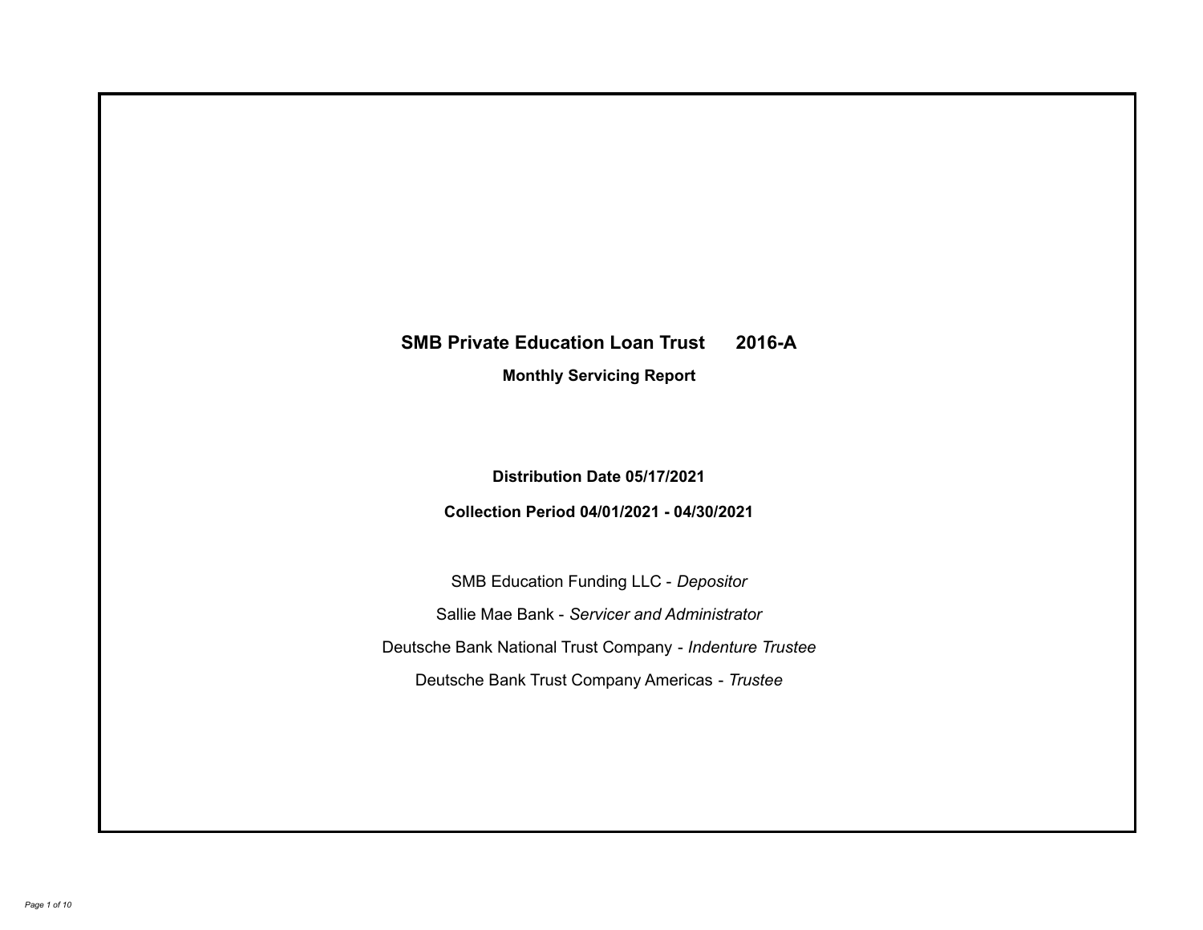# SMB Private Education Loan Trust 2016-A

## Monthly Servicing Report

**Distribution Date 05/17/2021**

**Collection Period 04/01/2021 - 04/30/2021**

SMB Education Funding LLC - *Depositor*

Sallie Mae Bank - *Servicer and Administrator*

Deutsche Bank National Trust Company - *Indenture Trustee*

Deutsche Bank Trust Company Americas - *Trustee*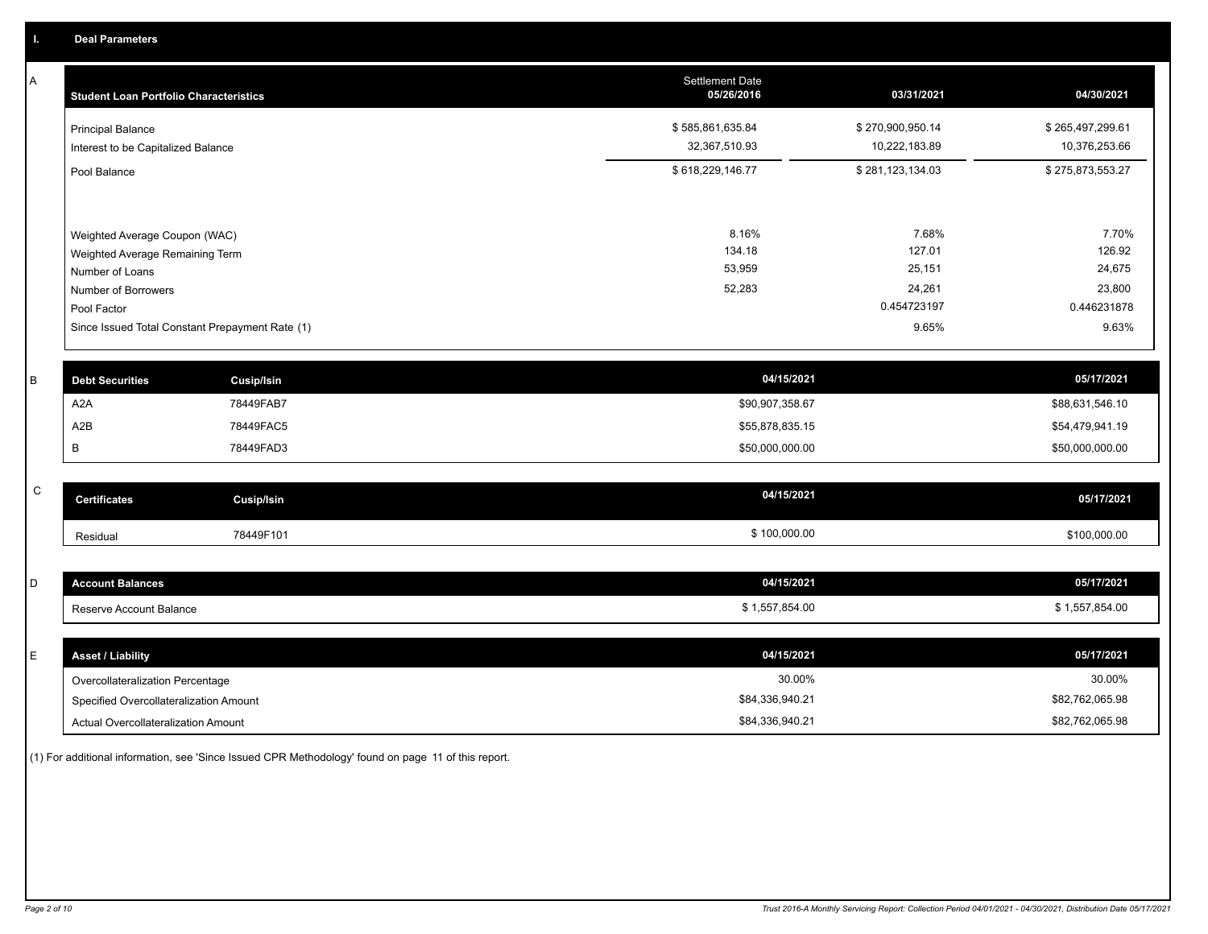## I. Deal Parameters

### A

| Student Loan Portfolio Characteristics | Settlement Date 05/26/2016 | 03/31/2021 | 04/30/2021 |
|---|---|---|---|
| Principal Balance | $ 585,861,635.84 | $ 270,900,950.14 | $ 265,497,299.61 |
| Interest to be Capitalized Balance | 32,367,510.93 | 10,222,183.89 | 10,376,253.66 |
| Pool Balance | $ 618,229,146.77 | $ 281,123,134.03 | $ 275,873,553.27 |
| Weighted Average Coupon (WAC) | 8.16% | 7.68% | 7.70% |
| Weighted Average Remaining Term | 134.18 | 127.01 | 126.92 |
| Number of Loans | 53,959 | 25,151 | 24,675 |
| Number of Borrowers | 52,283 | 24,261 | 23,800 |
| Pool Factor | | 0.454723197 | 0.446231878 |
| Since Issued Total Constant Prepayment Rate (1) | | 9.65% | 9.63% |

### B

| Debt Securities | Cusip/Isin | 04/15/2021 | 05/17/2021 |
|---|---|---|---|
| A2A | 78449FAB7 | $90,907,358.67 | $88,631,546.10 |
| A2B | 78449FAC5 | $55,878,835.15 | $54,479,941.19 |
| B | 78449FAD3 | $50,000,000.00 | $50,000,000.00 |

### C

| Certificates | Cusip/Isin | 04/15/2021 | 05/17/2021 |
|---|---|---|---|
| Residual | 78449F101 | $ 100,000.00 | $100,000.00 |

### D

| Account Balances | 04/15/2021 | 05/17/2021 |
|---|---|---|
| Reserve Account Balance | $ 1,557,854.00 | $ 1,557,854.00 |

### E

| Asset / Liability | 04/15/2021 | 05/17/2021 |
|---|---|---|
| Overcollateralization Percentage | 30.00% | 30.00% |
| Specified Overcollateralization Amount | $84,336,940.21 | $82,762,065.98 |
| Actual Overcollateralization Amount | $84,336,940.21 | $82,762,065.98 |

(1) For additional information, see 'Since Issued CPR Methodology' found on page 11 of this report.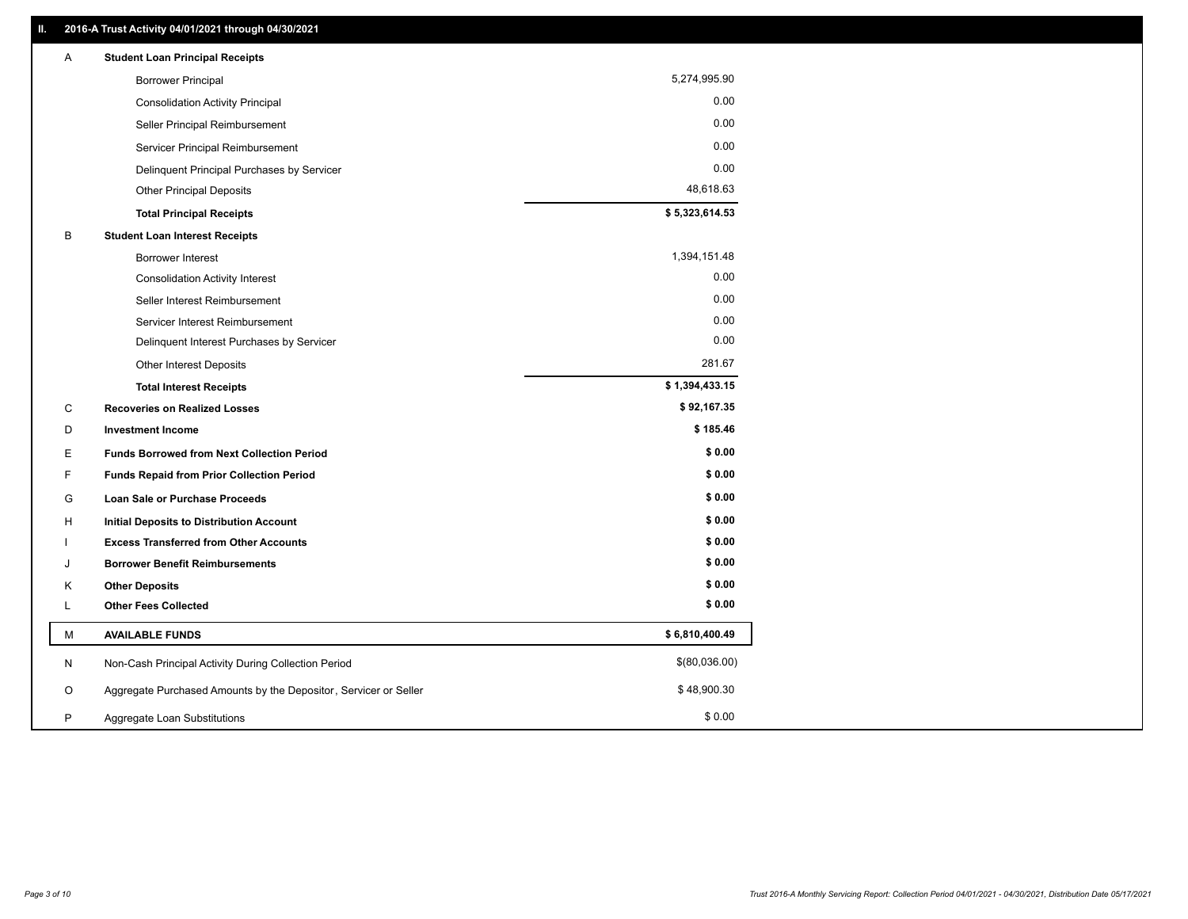## II. 2016-A Trust Activity 04/01/2021 through 04/30/2021

| | | |
|---|---|---|
| A | **Student Loan Principal Receipts** | |
| | Borrower Principal | 5,274,995.90 |
| | Consolidation Activity Principal | 0.00 |
| | Seller Principal Reimbursement | 0.00 |
| | Servicer Principal Reimbursement | 0.00 |
| | Delinquent Principal Purchases by Servicer | 0.00 |
| | Other Principal Deposits | 48,618.63 |
| | **Total Principal Receipts** | **$ 5,323,614.53** |
| B | **Student Loan Interest Receipts** | |
| | Borrower Interest | 1,394,151.48 |
| | Consolidation Activity Interest | 0.00 |
| | Seller Interest Reimbursement | 0.00 |
| | Servicer Interest Reimbursement | 0.00 |
| | Delinquent Interest Purchases by Servicer | 0.00 |
| | Other Interest Deposits | 281.67 |
| | **Total Interest Receipts** | **$ 1,394,433.15** |
| C | **Recoveries on Realized Losses** | **$ 92,167.35** |
| D | **Investment Income** | **$ 185.46** |
| E | **Funds Borrowed from Next Collection Period** | **$ 0.00** |
| F | **Funds Repaid from Prior Collection Period** | **$ 0.00** |
| G | **Loan Sale or Purchase Proceeds** | **$ 0.00** |
| H | **Initial Deposits to Distribution Account** | **$ 0.00** |
| I | **Excess Transferred from Other Accounts** | **$ 0.00** |
| J | **Borrower Benefit Reimbursements** | **$ 0.00** |
| K | **Other Deposits** | **$ 0.00** |
| L | **Other Fees Collected** | **$ 0.00** |
| M | **AVAILABLE FUNDS** | **$ 6,810,400.49** |
| N | Non-Cash Principal Activity During Collection Period | $(80,036.00) |
| O | Aggregate Purchased Amounts by the Depositor, Servicer or Seller | $ 48,900.30 |
| P | Aggregate Loan Substitutions | $ 0.00 |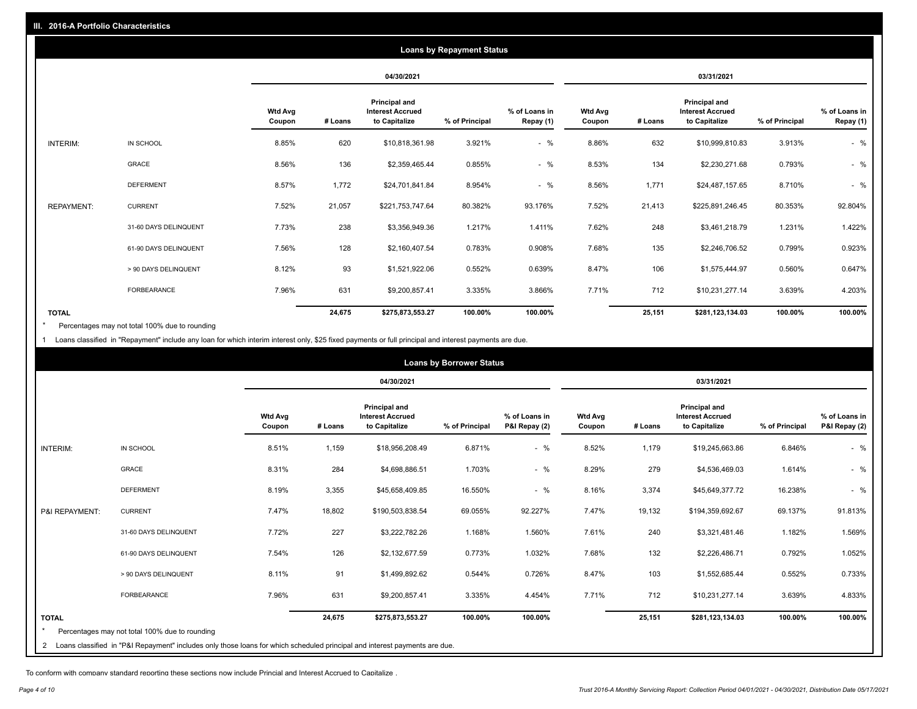## III. 2016-A Portfolio Characteristics

### Loans by Repayment Status

| | | 04/30/2021 | | | | | 03/31/2021 | | | | |
|---|---|---|---|---|---|---|---|---|---|---|---|
| | | Wtd Avg Coupon | # Loans | Principal and Interest Accrued to Capitalize | % of Principal | % of Loans in Repay (1) | Wtd Avg Coupon | # Loans | Principal and Interest Accrued to Capitalize | % of Principal | % of Loans in Repay (1) |
| INTERIM: | IN SCHOOL | 8.85% | 620 | $10,818,361.98 | 3.921% | - % | 8.86% | 632 | $10,999,810.83 | 3.913% | - % |
| | GRACE | 8.56% | 136 | $2,359,465.44 | 0.855% | - % | 8.53% | 134 | $2,230,271.68 | 0.793% | - % |
| | DEFERMENT | 8.57% | 1,772 | $24,701,841.84 | 8.954% | - % | 8.56% | 1,771 | $24,487,157.65 | 8.710% | - % |
| REPAYMENT: | CURRENT | 7.52% | 21,057 | $221,753,747.64 | 80.382% | 93.176% | 7.52% | 21,413 | $225,891,246.45 | 80.353% | 92.804% |
| | 31-60 DAYS DELINQUENT | 7.73% | 238 | $3,356,949.36 | 1.217% | 1.411% | 7.62% | 248 | $3,461,218.79 | 1.231% | 1.422% |
| | 61-90 DAYS DELINQUENT | 7.56% | 128 | $2,160,407.54 | 0.783% | 0.908% | 7.68% | 135 | $2,246,706.52 | 0.799% | 0.923% |
| | > 90 DAYS DELINQUENT | 8.12% | 93 | $1,521,922.06 | 0.552% | 0.639% | 8.47% | 106 | $1,575,444.97 | 0.560% | 0.647% |
| | FORBEARANCE | 7.96% | 631 | $9,200,857.41 | 3.335% | 3.866% | 7.71% | 712 | $10,231,277.14 | 3.639% | 4.203% |
| **TOTAL** | | | **24,675** | **$275,873,553.27** | **100.00%** | **100.00%** | | **25,151** | **$281,123,134.03** | **100.00%** | **100.00%** |

\* Percentages may not total 100% due to rounding

1 Loans classified in "Repayment" include any loan for which interim interest only, $25 fixed payments or full principal and interest payments are due.

### Loans by Borrower Status

| | | 04/30/2021 | | | | | 03/31/2021 | | | | |
|---|---|---|---|---|---|---|---|---|---|---|---|
| | | Wtd Avg Coupon | # Loans | Principal and Interest Accrued to Capitalize | % of Principal | % of Loans in P&I Repay (2) | Wtd Avg Coupon | # Loans | Principal and Interest Accrued to Capitalize | % of Principal | % of Loans in P&I Repay (2) |
| INTERIM: | IN SCHOOL | 8.51% | 1,159 | $18,956,208.49 | 6.871% | - % | 8.52% | 1,179 | $19,245,663.86 | 6.846% | - % |
| | GRACE | 8.31% | 284 | $4,698,886.51 | 1.703% | - % | 8.29% | 279 | $4,536,469.03 | 1.614% | - % |
| | DEFERMENT | 8.19% | 3,355 | $45,658,409.85 | 16.550% | - % | 8.16% | 3,374 | $45,649,377.72 | 16.238% | - % |
| P&I REPAYMENT: | CURRENT | 7.47% | 18,802 | $190,503,838.54 | 69.055% | 92.227% | 7.47% | 19,132 | $194,359,692.67 | 69.137% | 91.813% |
| | 31-60 DAYS DELINQUENT | 7.72% | 227 | $3,222,782.26 | 1.168% | 1.560% | 7.61% | 240 | $3,321,481.46 | 1.182% | 1.569% |
| | 61-90 DAYS DELINQUENT | 7.54% | 126 | $2,132,677.59 | 0.773% | 1.032% | 7.68% | 132 | $2,226,486.71 | 0.792% | 1.052% |
| | > 90 DAYS DELINQUENT | 8.11% | 91 | $1,499,892.62 | 0.544% | 0.726% | 8.47% | 103 | $1,552,685.44 | 0.552% | 0.733% |
| | FORBEARANCE | 7.96% | 631 | $9,200,857.41 | 3.335% | 4.454% | 7.71% | 712 | $10,231,277.14 | 3.639% | 4.833% |
| **TOTAL** | | | **24,675** | **$275,873,553.27** | **100.00%** | **100.00%** | | **25,151** | **$281,123,134.03** | **100.00%** | **100.00%** |

\* Percentages may not total 100% due to rounding

2 Loans classified in "P&I Repayment" includes only those loans for which scheduled principal and interest payments are due.

To conform with company standard reporting these sections now include Princial and Interest Accrued to Capitalize .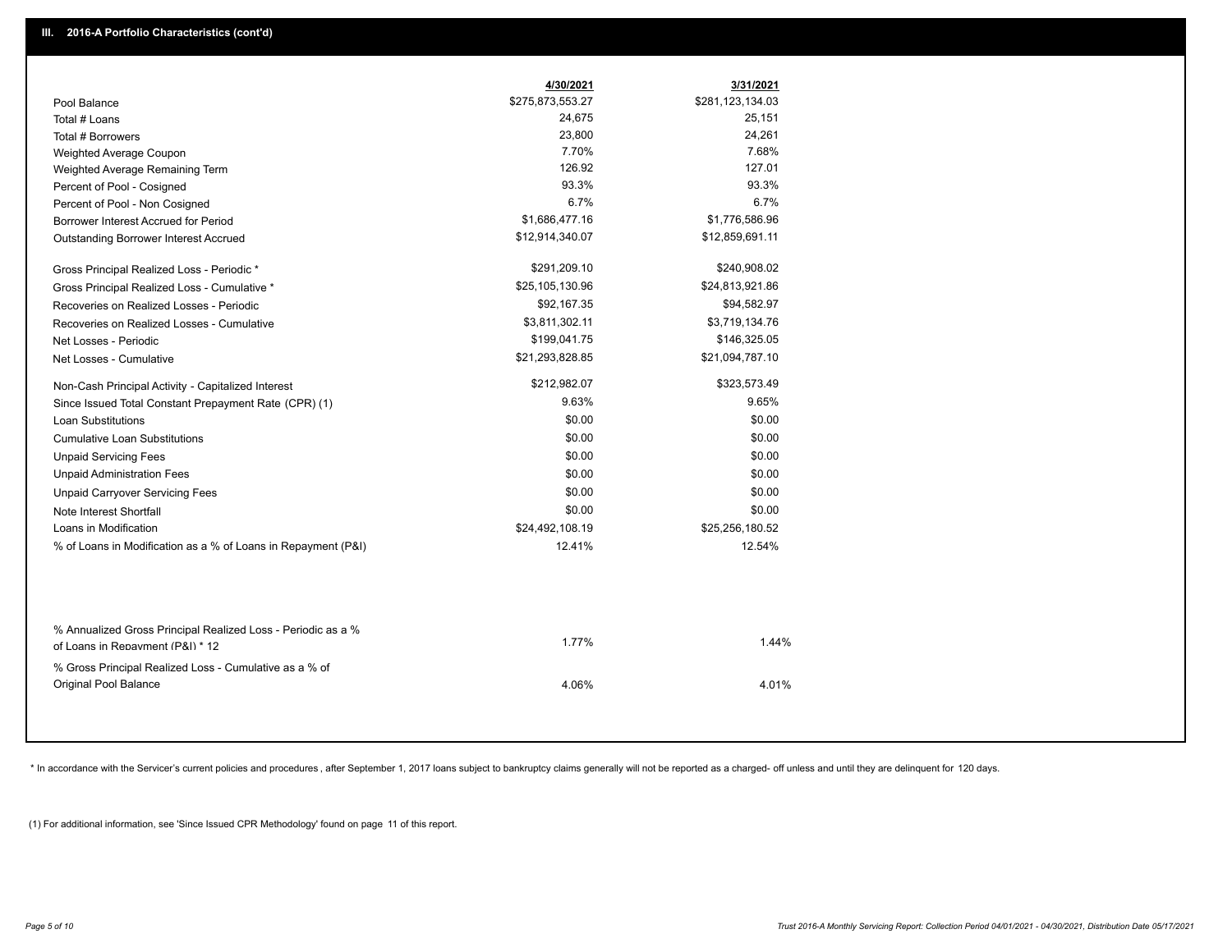## III. 2016-A Portfolio Characteristics (cont'd)

| | 4/30/2021 | 3/31/2021 |
|---|---|---|
| Pool Balance | $275,873,553.27 | $281,123,134.03 |
| Total # Loans | 24,675 | 25,151 |
| Total # Borrowers | 23,800 | 24,261 |
| Weighted Average Coupon | 7.70% | 7.68% |
| Weighted Average Remaining Term | 126.92 | 127.01 |
| Percent of Pool - Cosigned | 93.3% | 93.3% |
| Percent of Pool - Non Cosigned | 6.7% | 6.7% |
| Borrower Interest Accrued for Period | $1,686,477.16 | $1,776,586.96 |
| Outstanding Borrower Interest Accrued | $12,914,340.07 | $12,859,691.11 |
| Gross Principal Realized Loss - Periodic * | $291,209.10 | $240,908.02 |
| Gross Principal Realized Loss - Cumulative * | $25,105,130.96 | $24,813,921.86 |
| Recoveries on Realized Losses - Periodic | $92,167.35 | $94,582.97 |
| Recoveries on Realized Losses - Cumulative | $3,811,302.11 | $3,719,134.76 |
| Net Losses - Periodic | $199,041.75 | $146,325.05 |
| Net Losses - Cumulative | $21,293,828.85 | $21,094,787.10 |
| Non-Cash Principal Activity - Capitalized Interest | $212,982.07 | $323,573.49 |
| Since Issued Total Constant Prepayment Rate (CPR) (1) | 9.63% | 9.65% |
| Loan Substitutions | $0.00 | $0.00 |
| Cumulative Loan Substitutions | $0.00 | $0.00 |
| Unpaid Servicing Fees | $0.00 | $0.00 |
| Unpaid Administration Fees | $0.00 | $0.00 |
| Unpaid Carryover Servicing Fees | $0.00 | $0.00 |
| Note Interest Shortfall | $0.00 | $0.00 |
| Loans in Modification | $24,492,108.19 | $25,256,180.52 |
| % of Loans in Modification as a % of Loans in Repayment (P&I) | 12.41% | 12.54% |
| % Annualized Gross Principal Realized Loss - Periodic as a % of Loans in Repayment (P&I) * 12 | 1.77% | 1.44% |
| % Gross Principal Realized Loss - Cumulative as a % of Original Pool Balance | 4.06% | 4.01% |

* In accordance with the Servicer's current policies and procedures , after September 1, 2017 loans subject to bankruptcy claims generally will not be reported as a charged- off unless and until they are delinquent for 120 days.

(1) For additional information, see 'Since Issued CPR Methodology' found on page 11 of this report.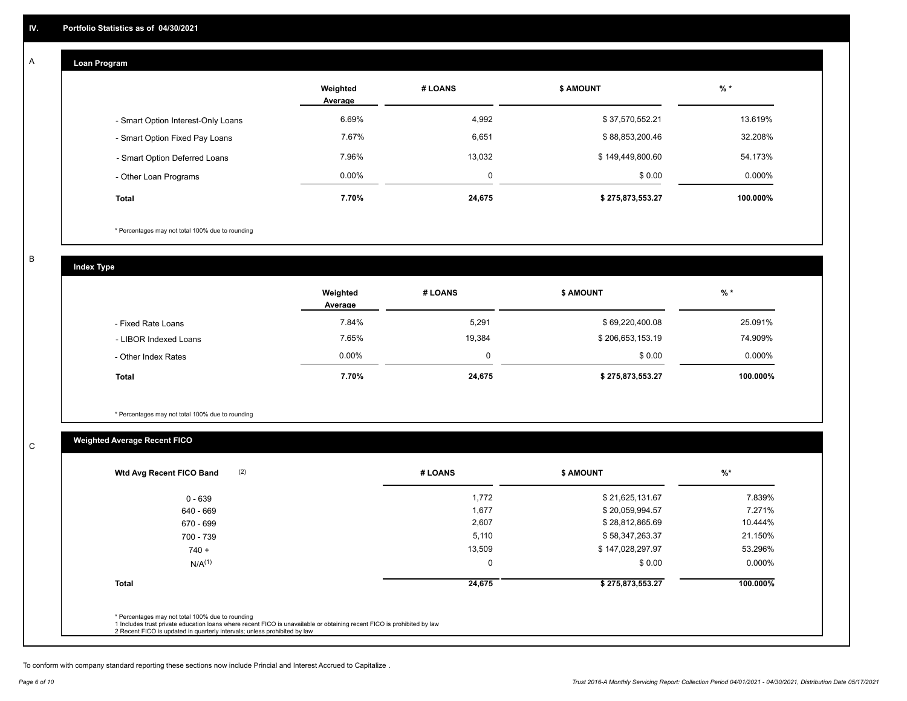## IV. Portfolio Statistics as of 04/30/2021

### A. Loan Program

| | Weighted Average | # LOANS | $ AMOUNT | % * |
|---|---|---|---|---|
| - Smart Option Interest-Only Loans | 6.69% | 4,992 | $ 37,570,552.21 | 13.619% |
| - Smart Option Fixed Pay Loans | 7.67% | 6,651 | $ 88,853,200.46 | 32.208% |
| - Smart Option Deferred Loans | 7.96% | 13,032 | $ 149,449,800.60 | 54.173% |
| - Other Loan Programs | 0.00% | 0 | $ 0.00 | 0.000% |
| **Total** | **7.70%** | **24,675** | **$ 275,873,553.27** | **100.000%** |

* Percentages may not total 100% due to rounding

### B. Index Type

| | Weighted Average | # LOANS | $ AMOUNT | % * |
|---|---|---|---|---|
| - Fixed Rate Loans | 7.84% | 5,291 | $ 69,220,400.08 | 25.091% |
| - LIBOR Indexed Loans | 7.65% | 19,384 | $ 206,653,153.19 | 74.909% |
| - Other Index Rates | 0.00% | 0 | $ 0.00 | 0.000% |
| **Total** | **7.70%** | **24,675** | **$ 275,873,553.27** | **100.000%** |

* Percentages may not total 100% due to rounding

### C. Weighted Average Recent FICO

| Wtd Avg Recent FICO Band (2) | # LOANS | $ AMOUNT | %* |
|---|---|---|---|
| 0 - 639 | 1,772 | $ 21,625,131.67 | 7.839% |
| 640 - 669 | 1,677 | $ 20,059,994.57 | 7.271% |
| 670 - 699 | 2,607 | $ 28,812,865.69 | 10.444% |
| 700 - 739 | 5,110 | $ 58,347,263.37 | 21.150% |
| 740 + | 13,509 | $ 147,028,297.97 | 53.296% |
| N/A(1) | 0 | $ 0.00 | 0.000% |
| **Total** | **24,675** | **$ 275,873,553.27** | **100.000%** |

* Percentages may not total 100% due to rounding
1 Includes trust private education loans where recent FICO is unavailable or obtaining recent FICO is prohibited by law
2 Recent FICO is updated in quarterly intervals; unless prohibited by law

To conform with company standard reporting these sections now include Princial and Interest Accrued to Capitalize .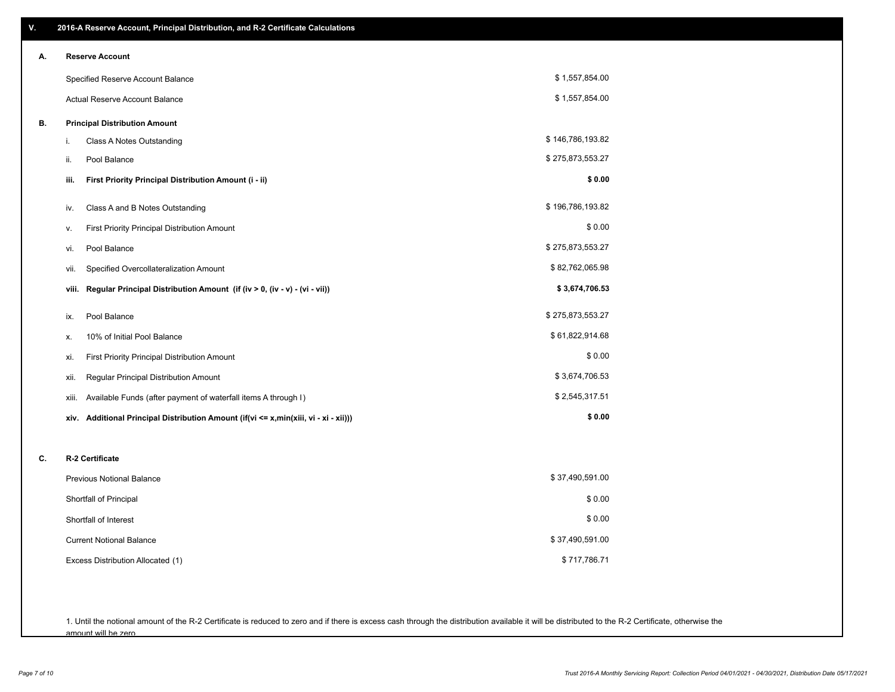## V. 2016-A Reserve Account, Principal Distribution, and R-2 Certificate Calculations

### A. Reserve Account

| | |
|---|---|
| Specified Reserve Account Balance | $ 1,557,854.00 |
| Actual Reserve Account Balance | $ 1,557,854.00 |

### B. Principal Distribution Amount

| | | |
|---|---|---|
| i. | Class A Notes Outstanding | $ 146,786,193.82 |
| ii. | Pool Balance | $ 275,873,553.27 |
| **iii.** | **First Priority Principal Distribution Amount (i - ii)** | **$ 0.00** |
| iv. | Class A and B Notes Outstanding | $ 196,786,193.82 |
| v. | First Priority Principal Distribution Amount | $ 0.00 |
| vi. | Pool Balance | $ 275,873,553.27 |
| vii. | Specified Overcollateralization Amount | $ 82,762,065.98 |
| **viii.** | **Regular Principal Distribution Amount (if (iv > 0, (iv - v) - (vi - vii))** | **$ 3,674,706.53** |
| ix. | Pool Balance | $ 275,873,553.27 |
| x. | 10% of Initial Pool Balance | $ 61,822,914.68 |
| xi. | First Priority Principal Distribution Amount | $ 0.00 |
| xii. | Regular Principal Distribution Amount | $ 3,674,706.53 |
| xiii. | Available Funds (after payment of waterfall items A through I) | $ 2,545,317.51 |
| **xiv.** | **Additional Principal Distribution Amount (if(vi <= x,min(xiii, vi - xi - xii)))** | **$ 0.00** |

### C. R-2 Certificate

| | |
|---|---|
| Previous Notional Balance | $ 37,490,591.00 |
| Shortfall of Principal | $ 0.00 |
| Shortfall of Interest | $ 0.00 |
| Current Notional Balance | $ 37,490,591.00 |
| Excess Distribution Allocated (1) | $ 717,786.71 |

1. Until the notional amount of the R-2 Certificate is reduced to zero and if there is excess cash through the distribution available it will be distributed to the R-2 Certificate, otherwise the amount will be zero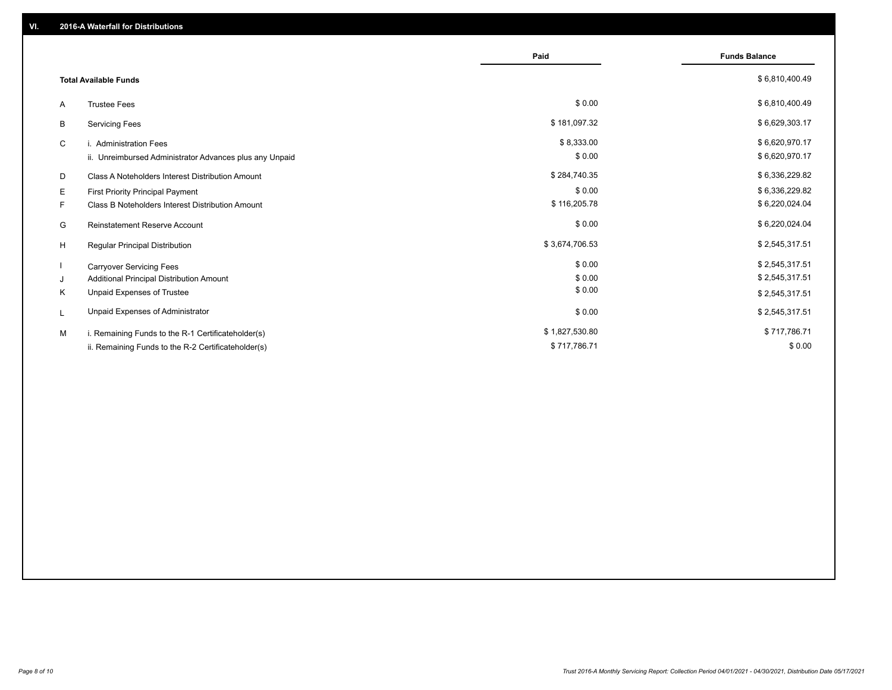## VI. 2016-A Waterfall for Distributions

| | | Paid | Funds Balance |
|---|---|---|---|
| | **Total Available Funds** | | $ 6,810,400.49 |
| A | Trustee Fees | $ 0.00 | $ 6,810,400.49 |
| B | Servicing Fees | $ 181,097.32 | $ 6,629,303.17 |
| C | i. Administration Fees | $ 8,333.00 | $ 6,620,970.17 |
| | ii. Unreimbursed Administrator Advances plus any Unpaid | $ 0.00 | $ 6,620,970.17 |
| D | Class A Noteholders Interest Distribution Amount | $ 284,740.35 | $ 6,336,229.82 |
| E | First Priority Principal Payment | $ 0.00 | $ 6,336,229.82 |
| F | Class B Noteholders Interest Distribution Amount | $ 116,205.78 | $ 6,220,024.04 |
| G | Reinstatement Reserve Account | $ 0.00 | $ 6,220,024.04 |
| H | Regular Principal Distribution | $ 3,674,706.53 | $ 2,545,317.51 |
| I | Carryover Servicing Fees | $ 0.00 | $ 2,545,317.51 |
| J | Additional Principal Distribution Amount | $ 0.00 | $ 2,545,317.51 |
| K | Unpaid Expenses of Trustee | $ 0.00 | $ 2,545,317.51 |
| L | Unpaid Expenses of Administrator | $ 0.00 | $ 2,545,317.51 |
| M | i. Remaining Funds to the R-1 Certificateholder(s) | $ 1,827,530.80 | $ 717,786.71 |
| | ii. Remaining Funds to the R-2 Certificateholder(s) | $ 717,786.71 | $ 0.00 |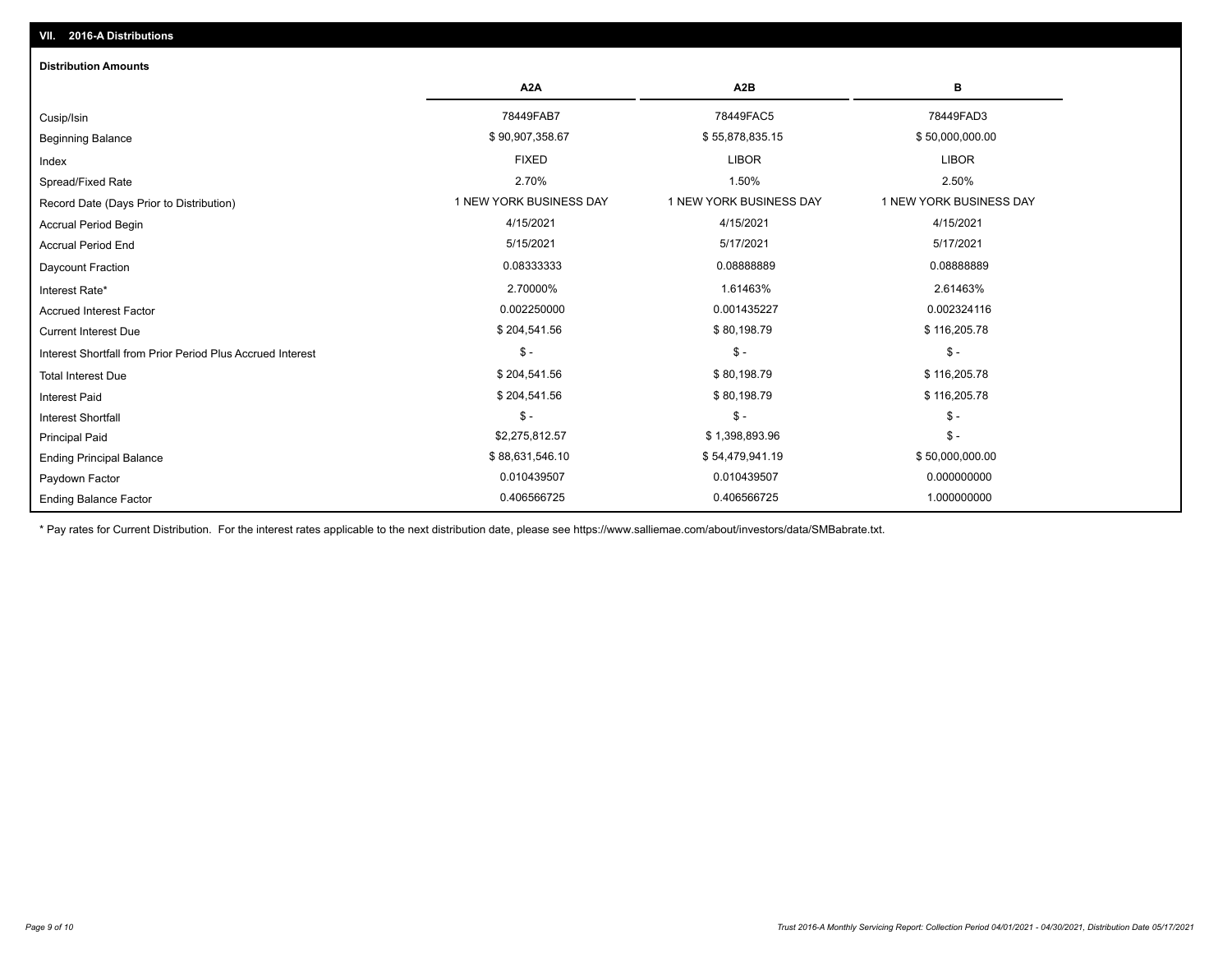## VII. 2016-A Distributions

### Distribution Amounts

| | A2A | A2B | B |
|---|---|---|---|
| Cusip/Isin | 78449FAB7 | 78449FAC5 | 78449FAD3 |
| Beginning Balance | $ 90,907,358.67 | $ 55,878,835.15 | $ 50,000,000.00 |
| Index | FIXED | LIBOR | LIBOR |
| Spread/Fixed Rate | 2.70% | 1.50% | 2.50% |
| Record Date (Days Prior to Distribution) | 1 NEW YORK BUSINESS DAY | 1 NEW YORK BUSINESS DAY | 1 NEW YORK BUSINESS DAY |
| Accrual Period Begin | 4/15/2021 | 4/15/2021 | 4/15/2021 |
| Accrual Period End | 5/15/2021 | 5/17/2021 | 5/17/2021 |
| Daycount Fraction | 0.08333333 | 0.08888889 | 0.08888889 |
| Interest Rate* | 2.70000% | 1.61463% | 2.61463% |
| Accrued Interest Factor | 0.002250000 | 0.001435227 | 0.002324116 |
| Current Interest Due | $ 204,541.56 | $ 80,198.79 | $ 116,205.78 |
| Interest Shortfall from Prior Period Plus Accrued Interest | $ - | $ - | $ - |
| Total Interest Due | $ 204,541.56 | $ 80,198.79 | $ 116,205.78 |
| Interest Paid | $ 204,541.56 | $ 80,198.79 | $ 116,205.78 |
| Interest Shortfall | $ - | $ - | $ - |
| Principal Paid | $2,275,812.57 | $ 1,398,893.96 | $ - |
| Ending Principal Balance | $ 88,631,546.10 | $ 54,479,941.19 | $ 50,000,000.00 |
| Paydown Factor | 0.010439507 | 0.010439507 | 0.000000000 |
| Ending Balance Factor | 0.406566725 | 0.406566725 | 1.000000000 |

* Pay rates for Current Distribution. For the interest rates applicable to the next distribution date, please see https://www.salliemae.com/about/investors/data/SMBabrate.txt.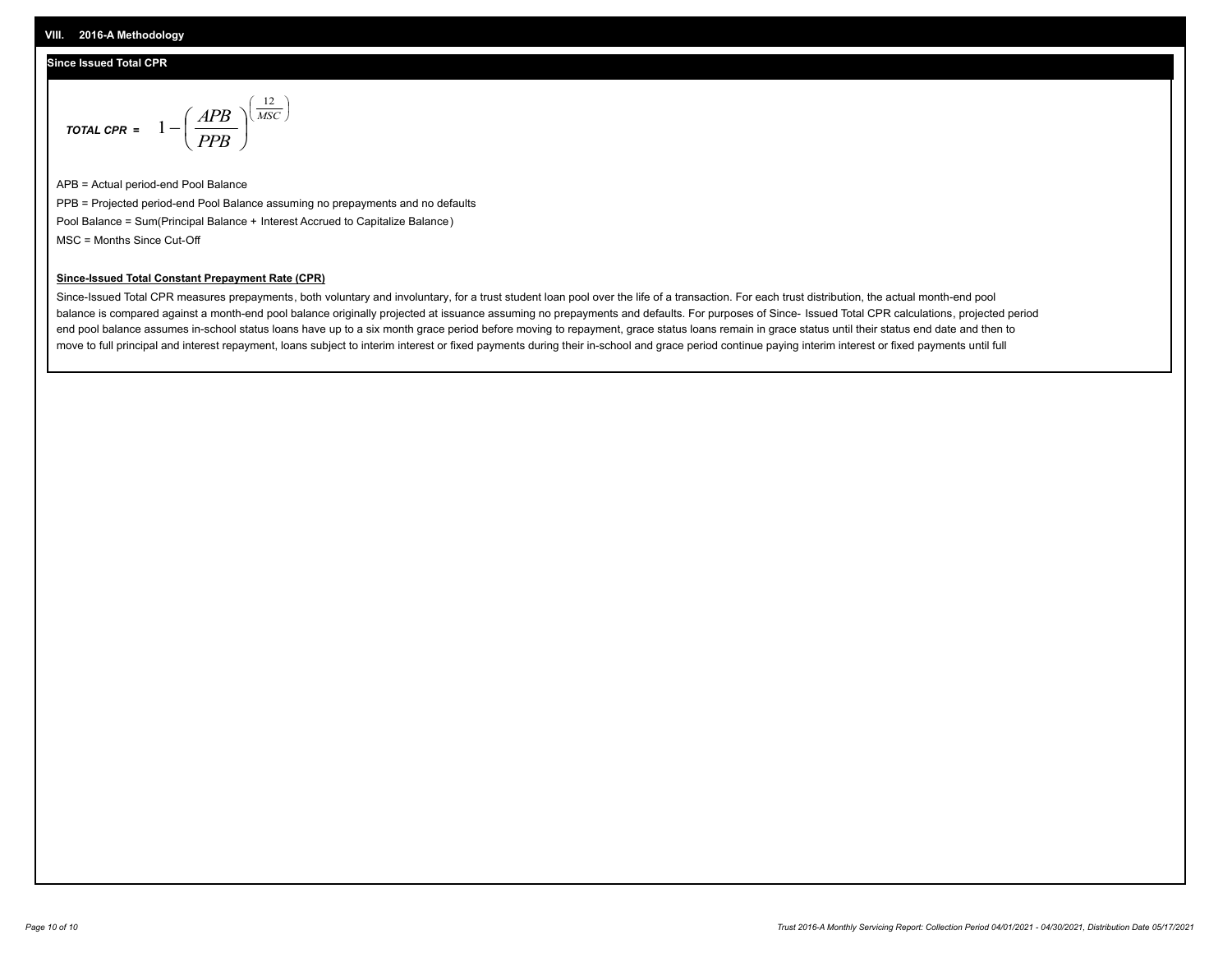## VIII. 2016-A Methodology

### Since Issued Total CPR

$$\textit{TOTAL CPR} = 1 - \left( \frac{APB}{PPB} \right)^{\left( \frac{12}{MSC} \right)}$$

APB = Actual period-end Pool Balance

PPB = Projected period-end Pool Balance assuming no prepayments and no defaults

Pool Balance = Sum(Principal Balance + Interest Accrued to Capitalize Balance)

MSC = Months Since Cut-Off

**Since-Issued Total Constant Prepayment Rate (CPR)**

Since-Issued Total CPR measures prepayments, both voluntary and involuntary, for a trust student loan pool over the life of a transaction. For each trust distribution, the actual month-end pool balance is compared against a month-end pool balance originally projected at issuance assuming no prepayments and defaults. For purposes of Since- Issued Total CPR calculations, projected period end pool balance assumes in-school status loans have up to a six month grace period before moving to repayment, grace status loans remain in grace status until their status end date and then to move to full principal and interest repayment, loans subject to interim interest or fixed payments during their in-school and grace period continue paying interim interest or fixed payments until full